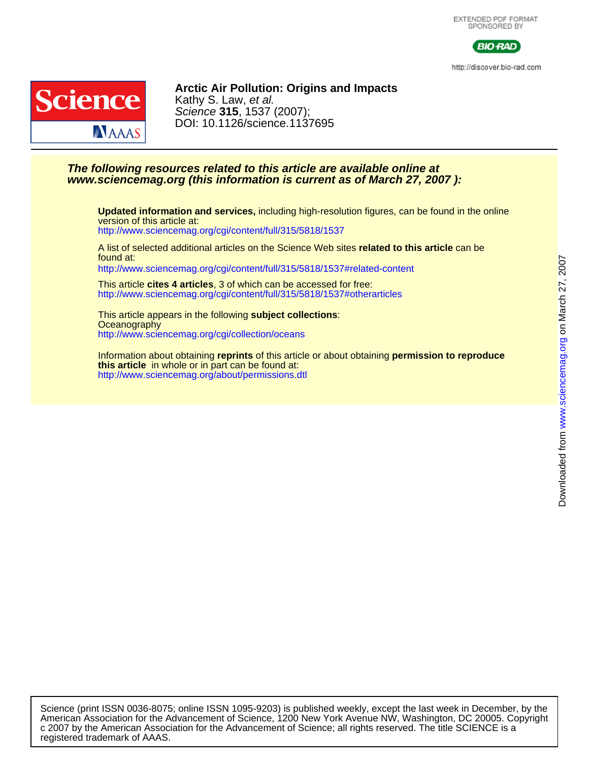EXTENDED PDF FORMAT
SPONSORED BY

BIO-RAD

http://discover.bio-rad.com

# Arctic Air Pollution: Origins and Impacts

Kathy S. Law, *et al.*

*Science* **315**, 1537 (2007);

DOI: 10.1126/science.1137695

***The following resources related to this article are available online at www.sciencemag.org (this information is current as of March 27, 2007 ):***

**Updated information and services,** including high-resolution figures, can be found in the online version of this article at:
http://www.sciencemag.org/cgi/content/full/315/5818/1537

A list of selected additional articles on the Science Web sites **related to this article** can be found at:
http://www.sciencemag.org/cgi/content/full/315/5818/1537#related-content

This article **cites 4 articles**, 3 of which can be accessed for free:
http://www.sciencemag.org/cgi/content/full/315/5818/1537#otherarticles

This article appears in the following **subject collections**:
Oceanography
http://www.sciencemag.org/cgi/collection/oceans

Information about obtaining **reprints** of this article or about obtaining **permission to reproduce this article** in whole or in part can be found at:
http://www.sciencemag.org/about/permissions.dtl

Downloaded from www.sciencemag.org on March 27, 2007

Science (print ISSN 0036-8075; online ISSN 1095-9203) is published weekly, except the last week in December, by the American Association for the Advancement of Science, 1200 New York Avenue NW, Washington, DC 20005. Copyright c 2007 by the American Association for the Advancement of Science; all rights reserved. The title SCIENCE is a registered trademark of AAAS.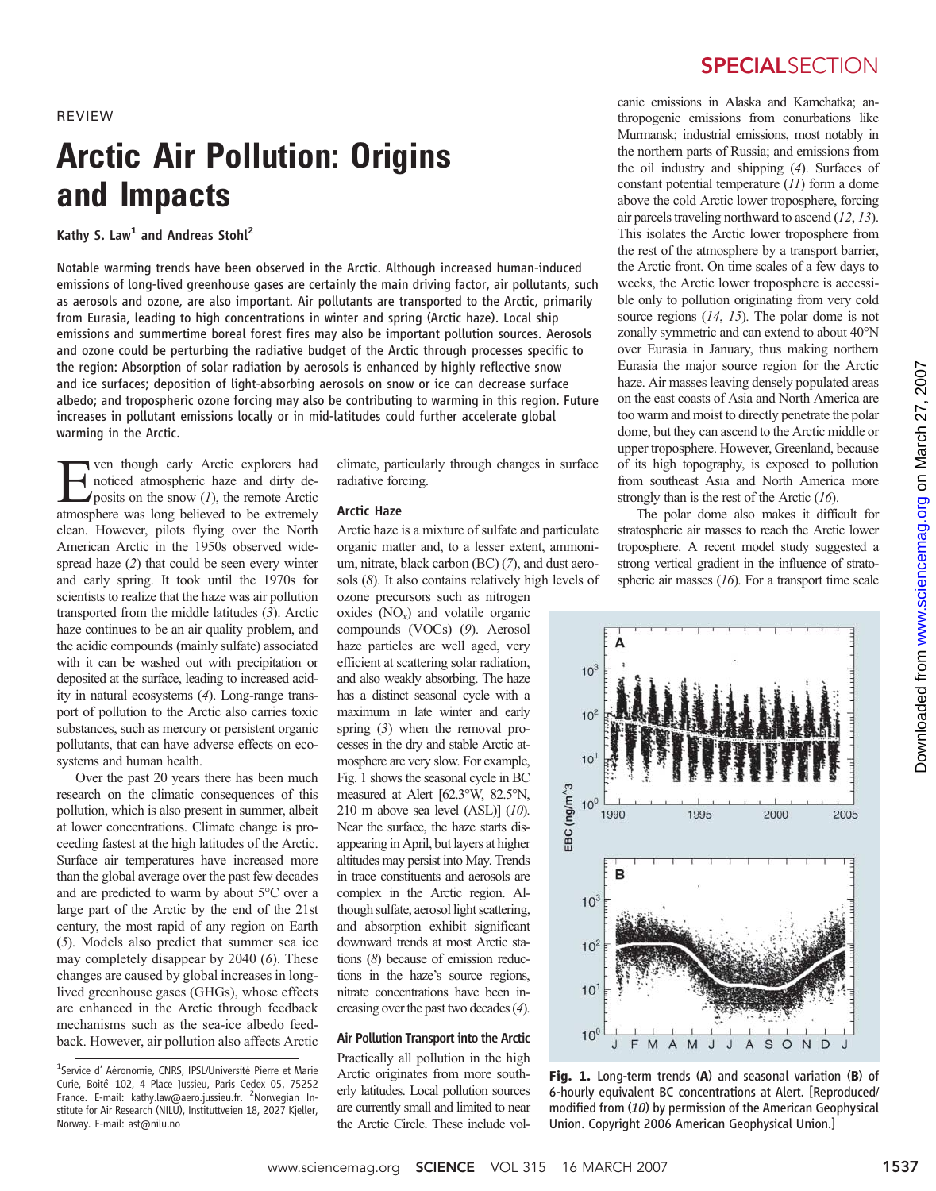REVIEW

# Arctic Air Pollution: Origins and Impacts

**Kathy S. Law[1] and Andreas Stohl[2]**

**Notable warming trends have been observed in the Arctic. Although increased human-induced emissions of long-lived greenhouse gases are certainly the main driving factor, air pollutants, such as aerosols and ozone, are also important. Air pollutants are transported to the Arctic, primarily from Eurasia, leading to high concentrations in winter and spring (Arctic haze). Local ship emissions and summertime boreal forest fires may also be important pollution sources. Aerosols and ozone could be perturbing the radiative budget of the Arctic through processes specific to the region: Absorption of solar radiation by aerosols is enhanced by highly reflective snow and ice surfaces; deposition of light-absorbing aerosols on snow or ice can decrease surface albedo; and tropospheric ozone forcing may also be contributing to warming in this region. Future increases in pollutant emissions locally or in mid-latitudes could further accelerate global warming in the Arctic.**

Even though early Arctic explorers had noticed atmospheric haze and dirty deposits on the snow (*1*), the remote Arctic atmosphere was long believed to be extremely clean. However, pilots flying over the North American Arctic in the 1950s observed widespread haze (*2*) that could be seen every winter and early spring. It took until the 1970s for scientists to realize that the haze was air pollution transported from the middle latitudes (*3*). Arctic haze continues to be an air quality problem, and the acidic compounds (mainly sulfate) associated with it can be washed out with precipitation or deposited at the surface, leading to increased acidity in natural ecosystems (*4*). Long-range transport of pollution to the Arctic also carries toxic substances, such as mercury or persistent organic pollutants, that can have adverse effects on ecosystems and human health.

Over the past 20 years there has been much research on the climatic consequences of this pollution, which is also present in summer, albeit at lower concentrations. Climate change is proceeding fastest at the high latitudes of the Arctic. Surface air temperatures have increased more than the global average over the past few decades and are predicted to warm by about 5°C over a large part of the Arctic by the end of the 21st century, the most rapid of any region on Earth (*5*). Models also predict that summer sea ice may completely disappear by 2040 (*6*). These changes are caused by global increases in long-lived greenhouse gases (GHGs), whose effects are enhanced in the Arctic through feedback mechanisms such as the sea-ice albedo feedback. However, air pollution also affects Arctic climate, particularly through changes in surface radiative forcing.

## Arctic Haze

Arctic haze is a mixture of sulfate and particulate organic matter and, to a lesser extent, ammonium, nitrate, black carbon (BC) (*7*), and dust aerosols (*8*). It also contains relatively high levels of ozone precursors such as nitrogen oxides ($NO_x$) and volatile organic compounds (VOCs) (*9*). Aerosol haze particles are well aged, very efficient at scattering solar radiation, and also weakly absorbing. The haze has a distinct seasonal cycle with a maximum in late winter and early spring (*3*) when the removal processes in the dry and stable Arctic atmosphere are very slow. For example, Fig. 1 shows the seasonal cycle in BC measured at Alert [62.3°W, 82.5°N, 210 m above sea level (ASL)] (*10*). Near the surface, the haze starts disappearing in April, but layers at higher altitudes may persist into May. Trends in trace constituents and aerosols are complex in the Arctic region. Although sulfate, aerosol light scattering, and absorption exhibit significant downward trends at most Arctic stations (*8*) because of emission reductions in the haze's source regions, nitrate concentrations have been increasing over the past two decades (*4*).

### Air Pollution Transport into the Arctic

Practically all pollution in the high Arctic originates from more southerly latitudes. Local pollution sources are currently small and limited to near the Arctic Circle. These include volcanic emissions in Alaska and Kamchatka; anthropogenic emissions from conurbations like Murmansk; industrial emissions, most notably in the northern parts of Russia; and emissions from the oil industry and shipping (*4*). Surfaces of constant potential temperature (*11*) form a dome above the cold Arctic lower troposphere, forcing air parcels traveling northward to ascend (*12*, *13*). This isolates the Arctic lower troposphere from the rest of the atmosphere by a transport barrier, the Arctic front. On time scales of a few days to weeks, the Arctic lower troposphere is accessible only to pollution originating from very cold source regions (*14*, *15*). The polar dome is not zonally symmetric and can extend to about 40°N over Eurasia in January, thus making northern Eurasia the major source region for the Arctic haze. Air masses leaving densely populated areas on the east coasts of Asia and North America are too warm and moist to directly penetrate the polar dome, but they can ascend to the Arctic middle or upper troposphere. However, Greenland, because of its high topography, is exposed to pollution from southeast Asia and North America more strongly than is the rest of the Arctic (*16*).

The polar dome also makes it difficult for stratospheric air masses to reach the Arctic lower troposphere. A recent model study suggested a strong vertical gradient in the influence of stratospheric air masses (*16*). For a transport time scale

**Fig. 1.** Long-term trends (**A**) and seasonal variation (**B**) of 6-hourly equivalent BC concentrations at Alert. [Reproduced/modified from (*10*) by permission of the American Geophysical Union. Copyright 2006 American Geophysical Union.]

---

[1]Service d' Aéronomie, CNRS, IPSL/Université Pierre et Marie Curie, Boîte 102, 4 Place Jussieu, Paris Cedex 05, 75252 France. E-mail: kathy.law@aero.jussieu.fr. [2]Norwegian Institute for Air Research (NILU), Instituttveien 18, 2027 Kjeller, Norway. E-mail: ast@nilu.no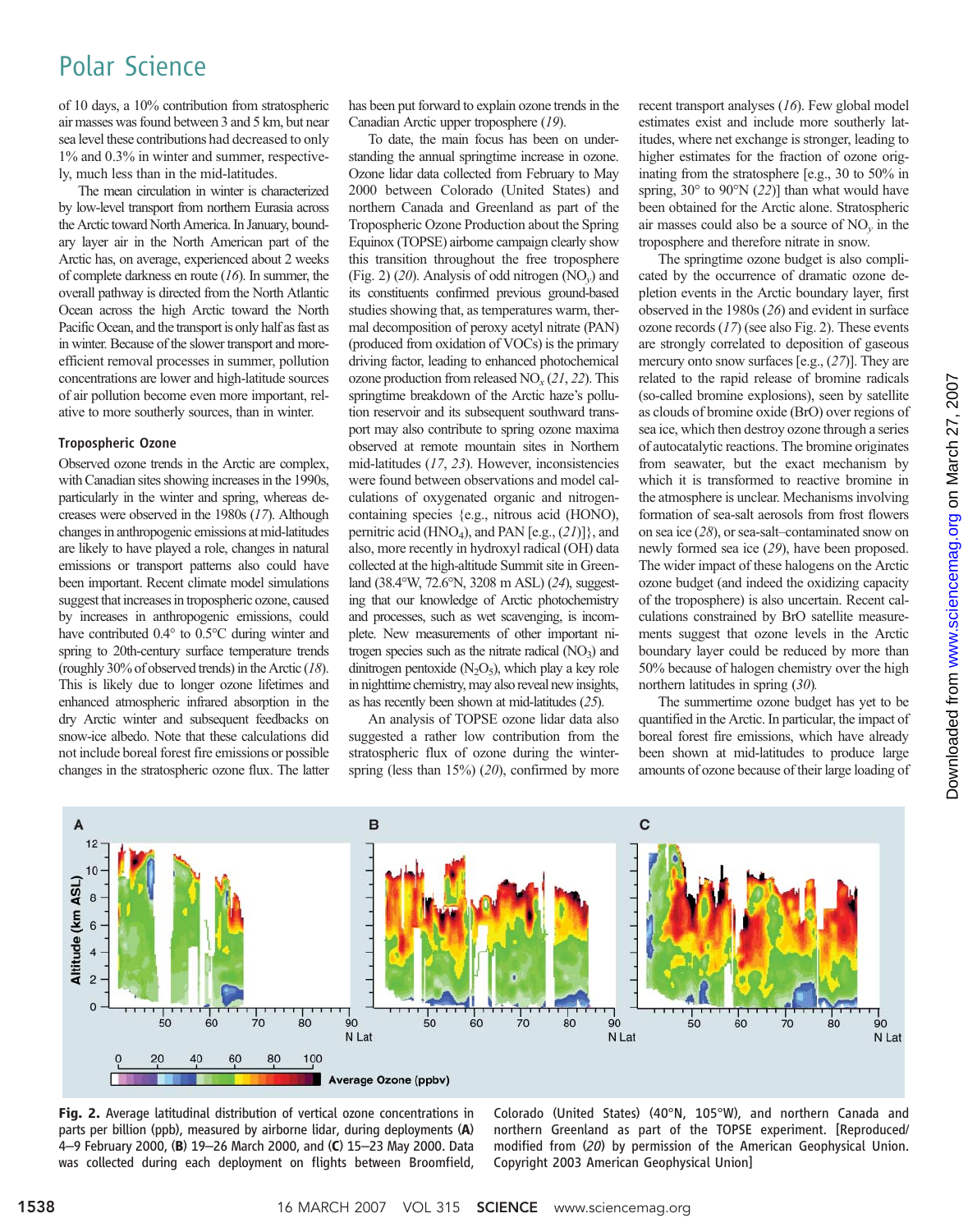of 10 days, a 10% contribution from stratospheric air masses was found between 3 and 5 km, but near sea level these contributions had decreased to only 1% and 0.3% in winter and summer, respectively, much less than in the mid-latitudes.

The mean circulation in winter is characterized by low-level transport from northern Eurasia across the Arctic toward North America. In January, boundary layer air in the North American part of the Arctic has, on average, experienced about 2 weeks of complete darkness en route (*16*). In summer, the overall pathway is directed from the North Atlantic Ocean across the high Arctic toward the North Pacific Ocean, and the transport is only half as fast as in winter. Because of the slower transport and more-efficient removal processes in summer, pollution concentrations are lower and high-latitude sources of air pollution become even more important, relative to more southerly sources, than in winter.

### Tropospheric Ozone

Observed ozone trends in the Arctic are complex, with Canadian sites showing increases in the 1990s, particularly in the winter and spring, whereas decreases were observed in the 1980s (*17*). Although changes in anthropogenic emissions at mid-latitudes are likely to have played a role, changes in natural emissions or transport patterns also could have been important. Recent climate model simulations suggest that increases in tropospheric ozone, caused by increases in anthropogenic emissions, could have contributed 0.4° to 0.5°C during winter and spring to 20th-century surface temperature trends (roughly 30% of observed trends) in the Arctic (*18*). This is likely due to longer ozone lifetimes and enhanced atmospheric infrared absorption in the dry Arctic winter and subsequent feedbacks on snow-ice albedo. Note that these calculations did not include boreal forest fire emissions or possible changes in the stratospheric ozone flux. The latter has been put forward to explain ozone trends in the Canadian Arctic upper troposphere (*19*).

To date, the main focus has been on understanding the annual springtime increase in ozone. Ozone lidar data collected from February to May 2000 between Colorado (United States) and northern Canada and Greenland as part of the Tropospheric Ozone Production about the Spring Equinox (TOPSE) airborne campaign clearly show this transition throughout the free troposphere (Fig. 2) (*20*). Analysis of odd nitrogen ($NO_y$) and its constituents confirmed previous ground-based studies showing that, as temperatures warm, thermal decomposition of peroxy acetyl nitrate (PAN) (produced from oxidation of VOCs) is the primary driving factor, leading to enhanced photochemical ozone production from released $NO_x$ (*21*, *22*). This springtime breakdown of the Arctic haze's pollution reservoir and its subsequent southward transport may also contribute to spring ozone maxima observed at remote mountain sites in Northern mid-latitudes (*17*, *23*). However, inconsistencies were found between observations and model calculations of oxygenated organic and nitrogen-containing species {e.g., nitrous acid (HONO), pernitric acid ($HNO_4$), and PAN [e.g., (*21*)]}, and also, more recently in hydroxyl radical (OH) data collected at the high-altitude Summit site in Greenland (38.4°W, 72.6°N, 3208 m ASL) (*24*), suggesting that our knowledge of Arctic photochemistry and processes, such as wet scavenging, is incomplete. New measurements of other important nitrogen species such as the nitrate radical ($NO_3$) and dinitrogen pentoxide ($N_2O_5$), which play a key role in nighttime chemistry, may also reveal new insights, as has recently been shown at mid-latitudes (*25*).

An analysis of TOPSE ozone lidar data also suggested a rather low contribution from the stratospheric flux of ozone during the winter-spring (less than 15%) (*20*), confirmed by more recent transport analyses (*16*). Few global model estimates exist and include more southerly latitudes, where net exchange is stronger, leading to higher estimates for the fraction of ozone originating from the stratosphere [e.g., 30 to 50% in spring, 30° to 90°N (*22*)] than what would have been obtained for the Arctic alone. Stratospheric air masses could also be a source of $NO_y$ in the troposphere and therefore nitrate in snow.

The springtime ozone budget is also complicated by the occurrence of dramatic ozone depletion events in the Arctic boundary layer, first observed in the 1980s (*26*) and evident in surface ozone records (*17*) (see also Fig. 2). These events are strongly correlated to deposition of gaseous mercury onto snow surfaces [e.g., (*27*)]. They are related to the rapid release of bromine radicals (so-called bromine explosions), seen by satellite as clouds of bromine oxide (BrO) over regions of sea ice, which then destroy ozone through a series of autocatalytic reactions. The bromine originates from seawater, but the exact mechanism by which it is transformed to reactive bromine in the atmosphere is unclear. Mechanisms involving formation of sea-salt aerosols from frost flowers on sea ice (*28*), or sea-salt–contaminated snow on newly formed sea ice (*29*), have been proposed. The wider impact of these halogens on the Arctic ozone budget (and indeed the oxidizing capacity of the troposphere) is also uncertain. Recent calculations constrained by BrO satellite measurements suggest that ozone levels in the Arctic boundary layer could be reduced by more than 50% because of halogen chemistry over the high northern latitudes in spring (*30*).

The summertime ozone budget has yet to be quantified in the Arctic. In particular, the impact of boreal forest fire emissions, which have already been shown at mid-latitudes to produce large amounts of ozone because of their large loading of

**Fig. 2.** Average latitudinal distribution of vertical ozone concentrations in parts per billion (ppb), measured by airborne lidar, during deployments (**A**) 4–9 February 2000, (**B**) 19–26 March 2000, and (**C**) 15–23 May 2000. Data was collected during each deployment on flights between Broomfield, Colorado (United States) (40°N, 105°W), and northern Canada and northern Greenland as part of the TOPSE experiment. [Reproduced/modified from (*20*) by permission of the American Geophysical Union. Copyright 2003 American Geophysical Union]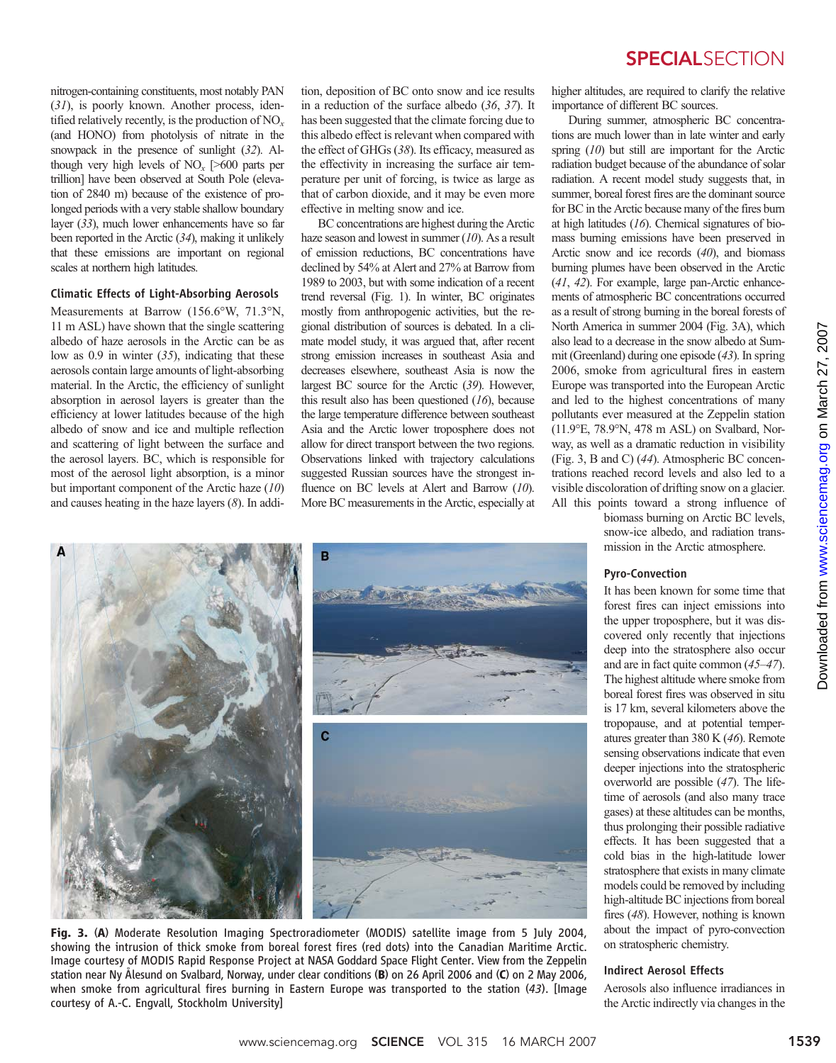nitrogen-containing constituents, most notably PAN (31), is poorly known. Another process, identified relatively recently, is the production of $NO_x$ (and HONO) from photolysis of nitrate in the snowpack in the presence of sunlight (32). Although very high levels of $NO_x$ [>600 parts per trillion] have been observed at South Pole (elevation of 2840 m) because of the existence of prolonged periods with a very stable shallow boundary layer (33), much lower enhancements have so far been reported in the Arctic (34), making it unlikely that these emissions are important on regional scales at northern high latitudes.

### Climatic Effects of Light-Absorbing Aerosols

Measurements at Barrow (156.6°W, 71.3°N, 11 m ASL) have shown that the single scattering albedo of haze aerosols in the Arctic can be as low as 0.9 in winter (35), indicating that these aerosols contain large amounts of light-absorbing material. In the Arctic, the efficiency of sunlight absorption in aerosol layers is greater than the efficiency at lower latitudes because of the high albedo of snow and ice and multiple reflection and scattering of light between the surface and the aerosol layers. BC, which is responsible for most of the aerosol light absorption, is a minor but important component of the Arctic haze (10) and causes heating in the haze layers (8). In addition, deposition of BC onto snow and ice results in a reduction of the surface albedo (36, 37). It has been suggested that the climate forcing due to this albedo effect is relevant when compared with the effect of GHGs (38). Its efficacy, measured as the effectivity in increasing the surface air temperature per unit of forcing, is twice as large as that of carbon dioxide, and it may be even more effective in melting snow and ice.

BC concentrations are highest during the Arctic haze season and lowest in summer (10). As a result of emission reductions, BC concentrations have declined by 54% at Alert and 27% at Barrow from 1989 to 2003, but with some indication of a recent trend reversal (Fig. 1). In winter, BC originates mostly from anthropogenic activities, but the regional distribution of sources is debated. In a climate model study, it was argued that, after recent strong emission increases in southeast Asia and decreases elsewhere, southeast Asia is now the largest BC source for the Arctic (39). However, this result also has been questioned (16), because the large temperature difference between southeast Asia and the Arctic lower troposphere does not allow for direct transport between the two regions. Observations linked with trajectory calculations suggested Russian sources have the strongest influence on BC levels at Alert and Barrow (10). More BC measurements in the Arctic, especially at higher altitudes, are required to clarify the relative importance of different BC sources.

During summer, atmospheric BC concentrations are much lower than in late winter and early spring (10) but still are important for the Arctic radiation budget because of the abundance of solar radiation. A recent model study suggests that, in summer, boreal forest fires are the dominant source for BC in the Arctic because many of the fires burn at high latitudes (16). Chemical signatures of biomass burning emissions have been preserved in Arctic snow and ice records (40), and biomass burning plumes have been observed in the Arctic (41, 42). For example, large pan-Arctic enhancements of atmospheric BC concentrations occurred as a result of strong burning in the boreal forests of North America in summer 2004 (Fig. 3A), which also lead to a decrease in the snow albedo at Summit (Greenland) during one episode (43). In spring 2006, smoke from agricultural fires in eastern Europe was transported into the European Arctic and led to the highest concentrations of many pollutants ever measured at the Zeppelin station (11.9°E, 78.9°N, 478 m ASL) on Svalbard, Norway, as well as a dramatic reduction in visibility (Fig. 3, B and C) (44). Atmospheric BC concentrations reached record levels and also led to a visible discoloration of drifting snow on a glacier. All this points toward a strong influence of biomass burning on Arctic BC levels, snow-ice albedo, and radiation transmission in the Arctic atmosphere.

**Fig. 3.** (**A**) Moderate Resolution Imaging Spectroradiometer (MODIS) satellite image from 5 July 2004, showing the intrusion of thick smoke from boreal forest fires (red dots) into the Canadian Maritime Arctic. Image courtesy of MODIS Rapid Response Project at NASA Goddard Space Flight Center. View from the Zeppelin station near Ny Ålesund on Svalbard, Norway, under clear conditions (**B**) on 26 April 2006 and (**C**) on 2 May 2006, when smoke from agricultural fires burning in Eastern Europe was transported to the station (43). [Image courtesy of A.-C. Engvall, Stockholm University]

### Pyro-Convection

It has been known for some time that forest fires can inject emissions into the upper troposphere, but it was discovered only recently that injections deep into the stratosphere also occur and are in fact quite common (45–47). The highest altitude where smoke from boreal forest fires was observed in situ is 17 km, several kilometers above the tropopause, and at potential temperatures greater than 380 K (46). Remote sensing observations indicate that even deeper injections into the stratospheric overworld are possible (47). The lifetime of aerosols (and also many trace gases) at these altitudes can be months, thus prolonging their possible radiative effects. It has been suggested that a cold bias in the high-latitude lower stratosphere that exists in many climate models could be removed by including high-altitude BC injections from boreal fires (48). However, nothing is known about the impact of pyro-convection on stratospheric chemistry.

### Indirect Aerosol Effects

Aerosols also influence irradiances in the Arctic indirectly via changes in the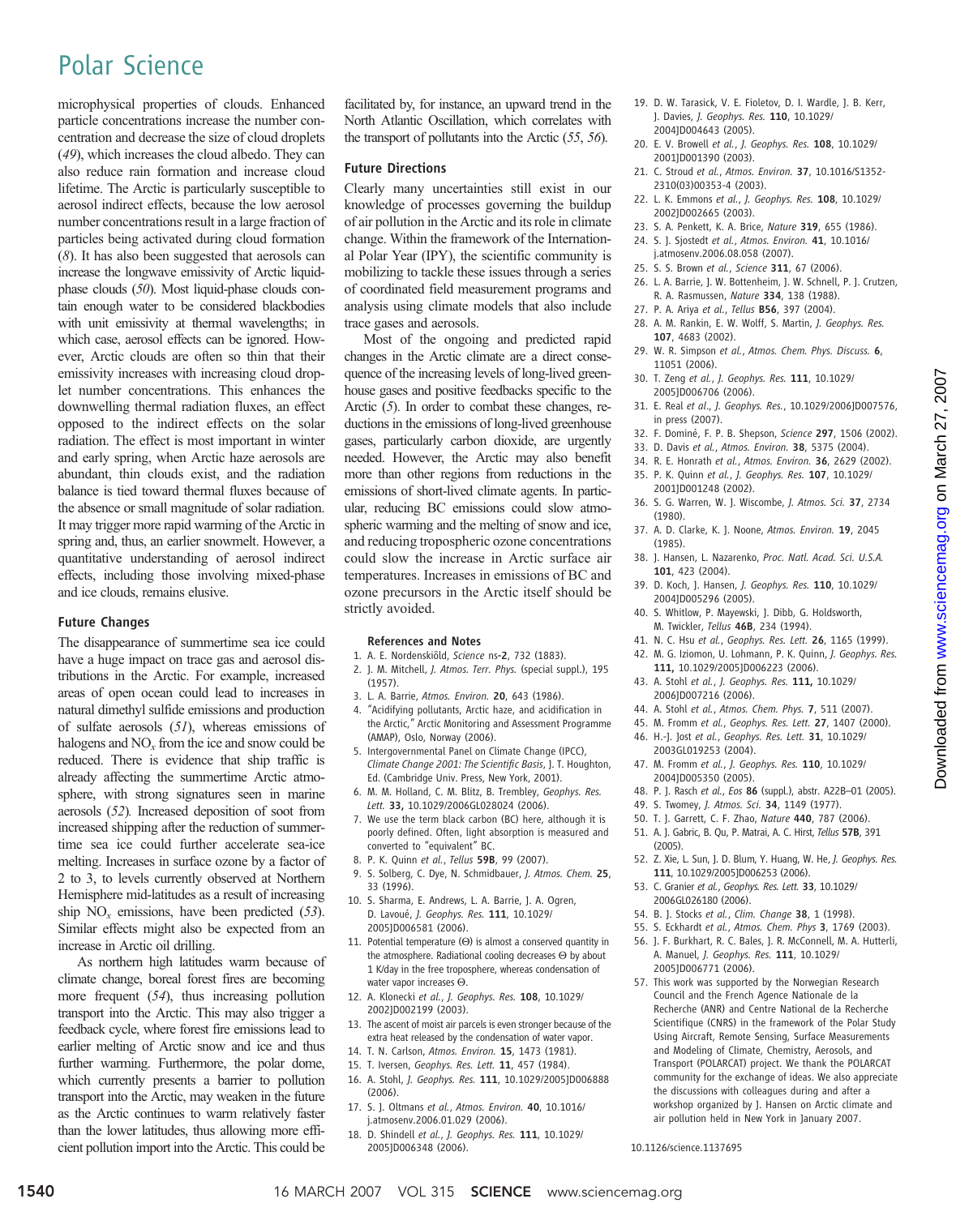microphysical properties of clouds. Enhanced particle concentrations increase the number concentration and decrease the size of cloud droplets (*49*), which increases the cloud albedo. They can also reduce rain formation and increase cloud lifetime. The Arctic is particularly susceptible to aerosol indirect effects, because the low aerosol number concentrations result in a large fraction of particles being activated during cloud formation (*8*). It has also been suggested that aerosols can increase the longwave emissivity of Arctic liquid-phase clouds (*50*). Most liquid-phase clouds contain enough water to be considered blackbodies with unit emissivity at thermal wavelengths; in which case, aerosol effects can be ignored. However, Arctic clouds are often so thin that their emissivity increases with increasing cloud droplet number concentrations. This enhances the downwelling thermal radiation fluxes, an effect opposed to the indirect effects on the solar radiation. The effect is most important in winter and early spring, when Arctic haze aerosols are abundant, thin clouds exist, and the radiation balance is tied toward thermal fluxes because of the absence or small magnitude of solar radiation. It may trigger more rapid warming of the Arctic in spring and, thus, an earlier snowmelt. However, a quantitative understanding of aerosol indirect effects, including those involving mixed-phase and ice clouds, remains elusive.

### Future Changes

The disappearance of summertime sea ice could have a huge impact on trace gas and aerosol distributions in the Arctic. For example, increased areas of open ocean could lead to increases in natural dimethyl sulfide emissions and production of sulfate aerosols (*51*), whereas emissions of halogens and $NO_x$ from the ice and snow could be reduced. There is evidence that ship traffic is already affecting the summertime Arctic atmosphere, with strong signatures seen in marine aerosols (*52*). Increased deposition of soot from increased shipping after the reduction of summertime sea ice could further accelerate sea-ice melting. Increases in surface ozone by a factor of 2 to 3, to levels currently observed at Northern Hemisphere mid-latitudes as a result of increasing ship $NO_x$ emissions, have been predicted (*53*). Similar effects might also be expected from an increase in Arctic oil drilling.

As northern high latitudes warm because of climate change, boreal forest fires are becoming more frequent (*54*), thus increasing pollution transport into the Arctic. This may also trigger a feedback cycle, where forest fire emissions lead to earlier melting of Arctic snow and ice and thus further warming. Furthermore, the polar dome, which currently presents a barrier to pollution transport into the Arctic, may weaken in the future as the Arctic continues to warm relatively faster than the lower latitudes, thus allowing more efficient pollution import into the Arctic. This could be facilitated by, for instance, an upward trend in the North Atlantic Oscillation, which correlates with the transport of pollutants into the Arctic (*55*, *56*).

### Future Directions

Clearly many uncertainties still exist in our knowledge of processes governing the buildup of air pollution in the Arctic and its role in climate change. Within the framework of the International Polar Year (IPY), the scientific community is mobilizing to tackle these issues through a series of coordinated field measurement programs and analysis using climate models that also include trace gases and aerosols.

Most of the ongoing and predicted rapid changes in the Arctic climate are a direct consequence of the increasing levels of long-lived greenhouse gases and positive feedbacks specific to the Arctic (*5*). In order to combat these changes, reductions in the emissions of long-lived greenhouse gases, particularly carbon dioxide, are urgently needed. However, the Arctic may also benefit more than other regions from reductions in the emissions of short-lived climate agents. In particular, reducing BC emissions could slow atmospheric warming and the melting of snow and ice, and reducing tropospheric ozone concentrations could slow the increase in Arctic surface air temperatures. Increases in emissions of BC and ozone precursors in the Arctic itself should be strictly avoided.

#### References and Notes

1. A. E. Nordenskiöld, *Science* ns-**2**, 732 (1883).
2. J. M. Mitchell, *J. Atmos. Terr. Phys.* (special suppl.), 195 (1957).
3. L. A. Barrie, *Atmos. Environ.* **20**, 643 (1986).
4. "Acidifying pollutants, Arctic haze, and acidification in the Arctic," Arctic Monitoring and Assessment Programme (AMAP), Oslo, Norway (2006).
5. Intergovernmental Panel on Climate Change (IPCC), *Climate Change 2001: The Scientific Basis*, J. T. Houghton, Ed. (Cambridge Univ. Press, New York, 2001).
6. M. M. Holland, C. M. Blitz, B. Trembley, *Geophys. Res. Lett.* **33,** 10.1029/2006GL028024 (2006).
7. We use the term black carbon (BC) here, although it is poorly defined. Often, light absorption is measured and converted to "equivalent" BC.
8. P. K. Quinn *et al.*, *Tellus* **59B**, 99 (2007).
9. S. Solberg, C. Dye, N. Schmidbauer, *J. Atmos. Chem.* **25**, 33 (1996).
10. S. Sharma, E. Andrews, L. A. Barrie, J. A. Ogren, D. Lavoué, *J. Geophys. Res.* **111**, 10.1029/2005JD006581 (2006).
11. Potential temperature (Θ) is almost a conserved quantity in the atmosphere. Radiational cooling decreases Θ by about 1 K/day in the free troposphere, whereas condensation of water vapor increases Θ.
12. A. Klonecki *et al.*, *J. Geophys. Res.* **108**, 10.1029/2002JD002199 (2003).
13. The ascent of moist air parcels is even stronger because of the extra heat released by the condensation of water vapor.
14. T. N. Carlson, *Atmos. Environ.* **15**, 1473 (1981).
15. T. Iversen, *Geophys. Res. Lett.* **11**, 457 (1984).
16. A. Stohl, *J. Geophys. Res.* **111**, 10.1029/2005JD006888 (2006).
17. S. J. Oltmans *et al.*, *Atmos. Environ.* **40**, 10.1016/j.atmosenv.2006.01.029 (2006).
18. D. Shindell *et al.*, *J. Geophys. Res.* **111**, 10.1029/2005JD006348 (2006).
19. D. W. Tarasick, V. E. Fioletov, D. I. Wardle, J. B. Kerr, J. Davies, *J. Geophys. Res.* **110**, 10.1029/2004JD004643 (2005).
20. E. V. Browell *et al.*, *J. Geophys. Res.* **108**, 10.1029/2001JD001390 (2003).
21. C. Stroud *et al.*, *Atmos. Environ.* **37**, 10.1016/S1352-2310(03)00353-4 (2003).
22. L. K. Emmons *et al.*, *J. Geophys. Res.* **108**, 10.1029/2002JD002665 (2003).
23. S. A. Penkett, K. A. Brice, *Nature* **319**, 655 (1986).
24. S. J. Sjostedt *et al.*, *Atmos. Environ.* **41**, 10.1016/j.atmosenv.2006.08.058 (2007).
25. S. S. Brown *et al.*, *Science* **311**, 67 (2006).
26. L. A. Barrie, J. W. Bottenheim, J. W. Schnell, P. J. Crutzen, R. A. Rasmussen, *Nature* **334**, 138 (1988).
27. P. A. Ariya *et al.*, *Tellus* **B56**, 397 (2004).
28. A. M. Rankin, E. W. Wolff, S. Martin, *J. Geophys. Res.* **107**, 4683 (2002).
29. W. R. Simpson *et al.*, *Atmos. Chem. Phys. Discuss.* **6**, 11051 (2006).
30. T. Zeng *et al.*, *J. Geophys. Res.* **111**, 10.1029/2005JD006706 (2006).
31. E. Real *et al.*, *J. Geophys. Res.*, 10.1029/2006JD007576, in press (2007).
32. F. Dominé, P. B. Shepson, *Science* **297**, 1506 (2002).
33. D. Davis *et al.*, *Atmos. Environ.* **38**, 5375 (2004).
34. R. E. Honrath *et al.*, *Atmos. Environ.* **36**, 2629 (2002).
35. P. K. Quinn *et al.*, *J. Geophys. Res.* **107**, 10.1029/2001JD001248 (2002).
36. S. G. Warren, W. J. Wiscombe, *J. Atmos. Sci.* **37**, 2734 (1980).
37. A. D. Clarke, K. J. Noone, *Atmos. Environ.* **19**, 2045 (1985).
38. J. Hansen, L. Nazarenko, *Proc. Natl. Acad. Sci. U.S.A.* **101**, 423 (2004).
39. D. Koch, J. Hansen, *J. Geophys. Res.* **110**, 10.1029/2004JD005296 (2005).
40. S. Whitlow, P. Mayewski, J. Dibb, G. Holdsworth, M. Twickler, *Tellus* **46B**, 234 (1994).
41. N. C. Hsu *et al.*, *Geophys. Res. Lett.* **26**, 1165 (1999).
42. M. G. Iziomon, U. Lohmann, P. K. Quinn, *J. Geophys. Res.* **111,** 10.1029/2005JD006223 (2006).
43. A. Stohl *et al.*, *J. Geophys. Res.* **111,** 10.1029/2006JD007216 (2006).
44. A. Stohl *et al.*, *Atmos. Chem. Phys.* **7**, 511 (2007).
45. M. Fromm *et al.*, *Geophys. Res. Lett.* **27**, 1407 (2000).
46. H.-J. Jost *et al.*, *Geophys. Res. Lett.* **31**, 10.1029/2003GL019253 (2004).
47. M. Fromm *et al.*, *J. Geophys. Res.* **110**, 10.1029/2004JD005350 (2005).
48. P. J. Rasch *et al.*, *Eos* **86** (suppl.), abstr. A22B–01 (2005).
49. S. Twomey, *J. Atmos. Sci.* **34**, 1149 (1977).
50. T. J. Garrett, C. F. Zhao, *Nature* **440**, 787 (2006).
51. A. J. Gabric, B. Qu, P. Matrai, A. C. Hirst, *Tellus* **57B**, 391 (2005).
52. Z. Xie, L. Sun, J. D. Blum, Y. Huang, W. He, *J. Geophys. Res.* **111**, 10.1029/2005JD006253 (2006).
53. C. Granier *et al.*, *Geophys. Res. Lett.* **33**, 10.1029/2006GL026180 (2006).
54. B. J. Stocks *et al.*, *Clim. Change* **38**, 1 (1998).
55. S. Eckhardt *et al.*, *Atmos. Chem. Phys* **3**, 1769 (2003).
56. J. F. Burkhart, R. C. Bales, J. R. McConnell, M. A. Hutterli, A. Manuel, *J. Geophys. Res.* **111**, 10.1029/2005JD006771 (2006).
57. This work was supported by the Norwegian Research Council and the French Agence Nationale de la Recherche (ANR) and Centre National de la Recherche Scientifique (CNRS) in the framework of the Polar Study Using Aircraft, Remote Sensing, Surface Measurements and Modeling of Climate, Chemistry, Aerosols, and Transport (POLARCAT) project. We thank the POLARCAT community for the exchange of ideas. We also appreciate the discussions with colleagues during and after a workshop organized by J. Hansen on Arctic climate and air pollution held in New York in January 2007.

10.1126/science.1137695